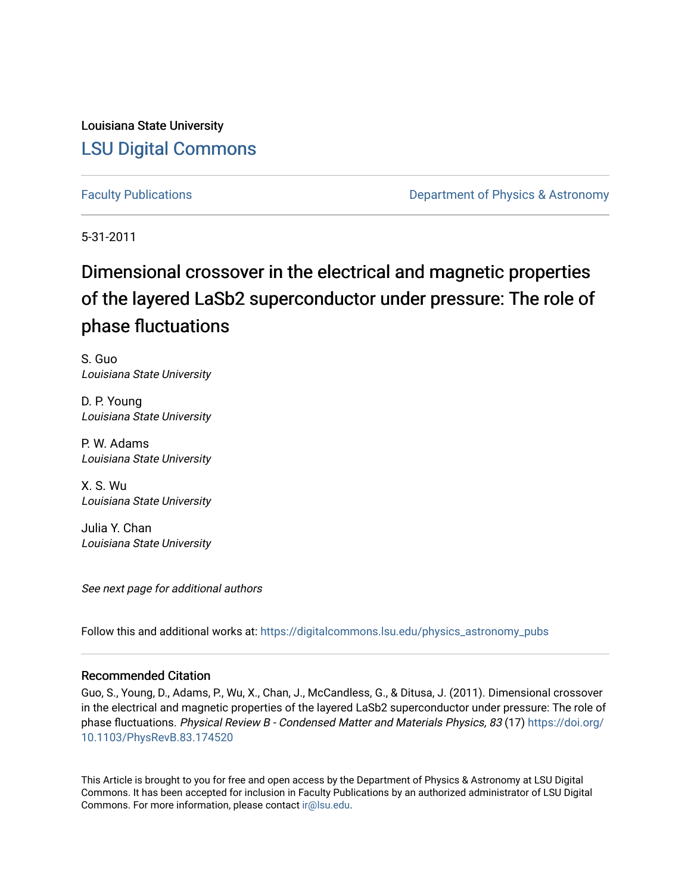Louisiana State University

## LSU Digital Commons

Faculty Publications | Department of Physics & Astronomy

5-31-2011

# Dimensional crossover in the electrical and magnetic properties of the layered $LaSb_2$ superconductor under pressure: The role of phase fluctuations

S. Guo
*Louisiana State University*

D. P. Young
*Louisiana State University*

P. W. Adams
*Louisiana State University*

X. S. Wu
*Louisiana State University*

Julia Y. Chan
*Louisiana State University*

*See next page for additional authors*

Follow this and additional works at: https://digitalcommons.lsu.edu/physics_astronomy_pubs

### Recommended Citation

Guo, S., Young, D., Adams, P., Wu, X., Chan, J., McCandless, G., & Ditusa, J. (2011). Dimensional crossover in the electrical and magnetic properties of the layered LaSb2 superconductor under pressure: The role of phase fluctuations. *Physical Review B - Condensed Matter and Materials Physics, 83* (17) https://doi.org/10.1103/PhysRevB.83.174520

This Article is brought to you for free and open access by the Department of Physics & Astronomy at LSU Digital Commons. It has been accepted for inclusion in Faculty Publications by an authorized administrator of LSU Digital Commons. For more information, please contact ir@lsu.edu.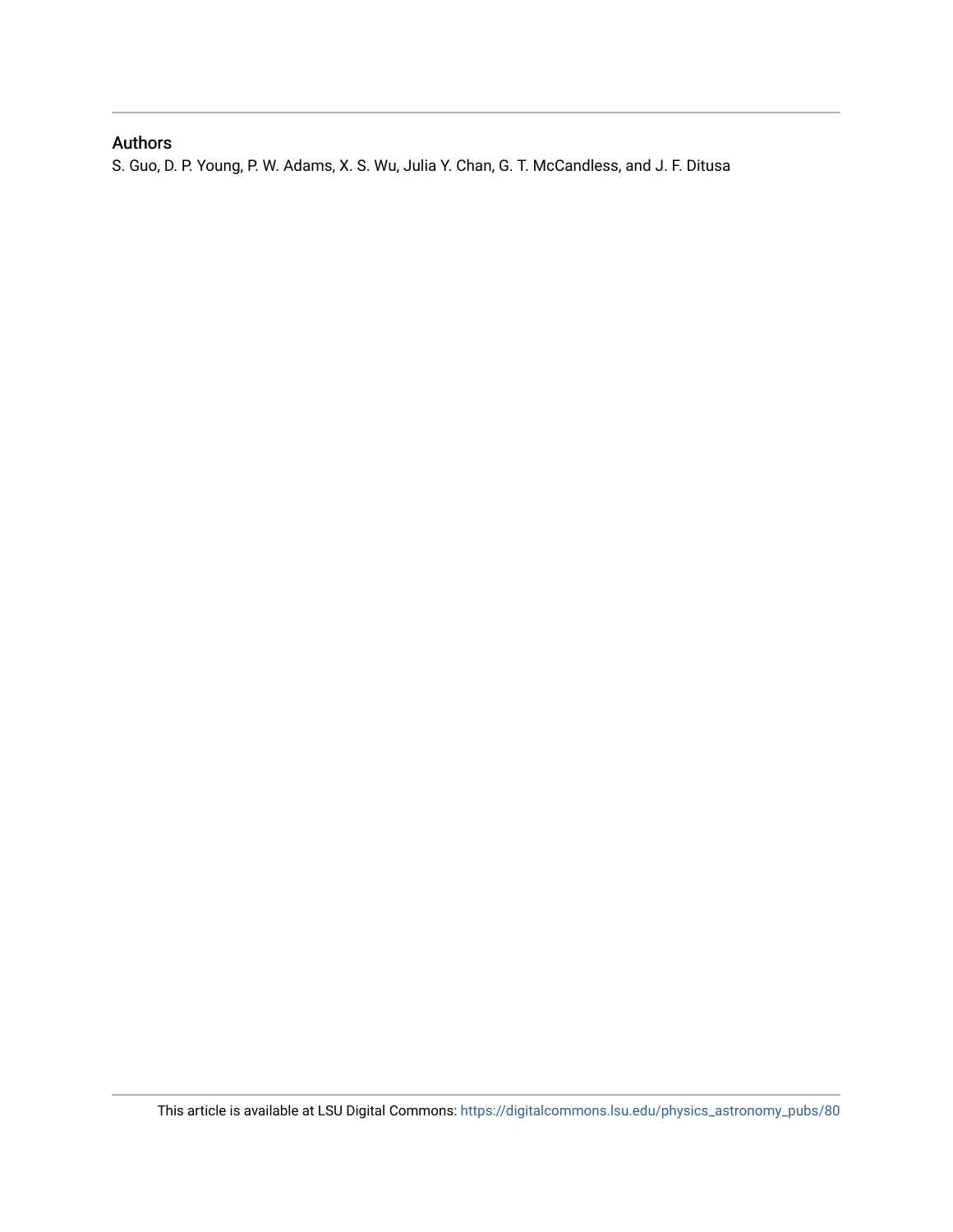## Authors

S. Guo, D. P. Young, P. W. Adams, X. S. Wu, Julia Y. Chan, G. T. McCandless, and J. F. Ditusa

This article is available at LSU Digital Commons: https://digitalcommons.lsu.edu/physics_astronomy_pubs/80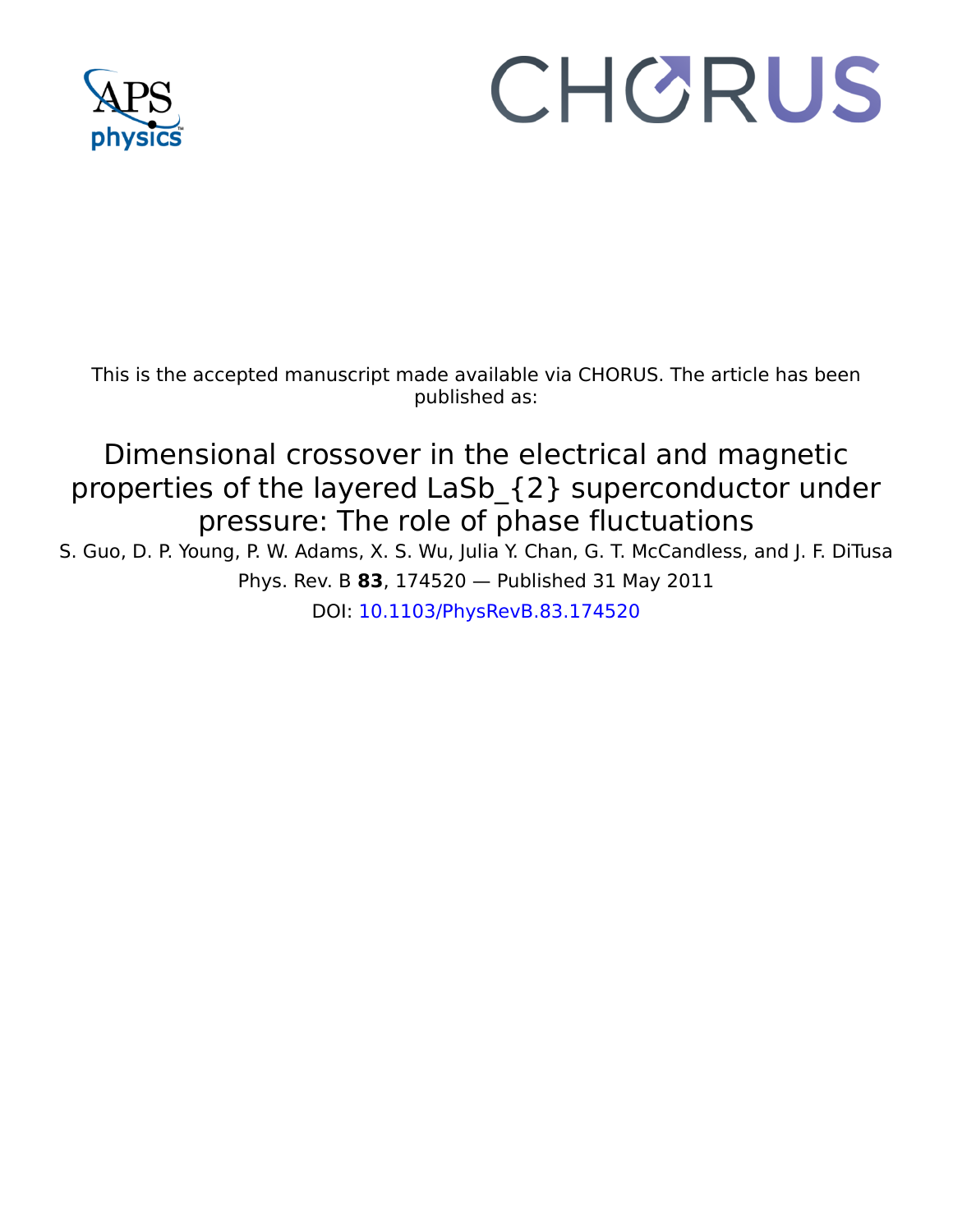This is the accepted manuscript made available via CHORUS. The article has been published as:

# Dimensional crossover in the electrical and magnetic properties of the layered LaSb_{2} superconductor under pressure: The role of phase fluctuations

S. Guo, D. P. Young, P. W. Adams, X. S. Wu, Julia Y. Chan, G. T. McCandless, and J. F. DiTusa

Phys. Rev. B **83**, 174520 — Published 31 May 2011

DOI: 10.1103/PhysRevB.83.174520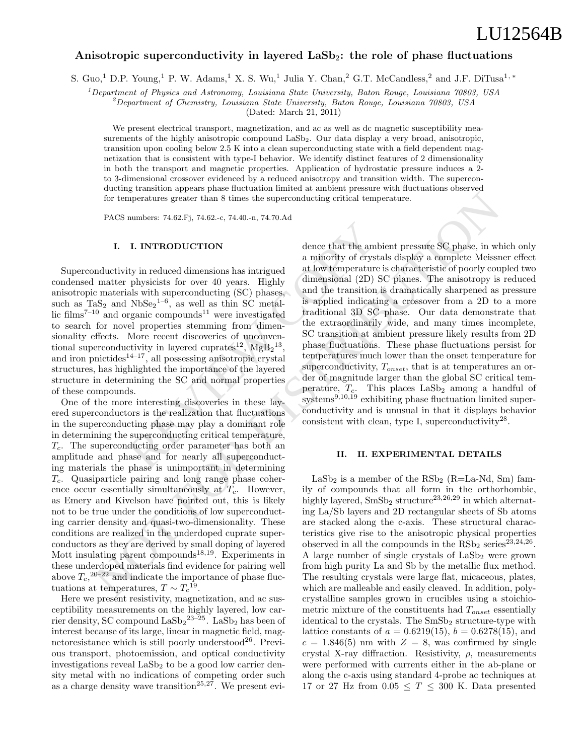# Anisotropic superconductivity in layered $LaSb_2$: the role of phase fluctuations

S. Guo,[1] D.P. Young,[1] P. W. Adams,[1] X. S. Wu,[1] Julia Y. Chan,[2] G.T. McCandless,[2] and J.F. DiTusa[1,*]

[1]*Department of Physics and Astronomy, Louisiana State University, Baton Rouge, Louisiana 70803, USA*
[2]*Department of Chemistry, Louisiana State University, Baton Rouge, Louisiana 70803, USA*
(Dated: March 21, 2011)

We present electrical transport, magnetization, and ac as well as dc magnetic susceptibility measurements of the highly anisotropic compound $LaSb_2$. Our data display a very broad, anisotropic, transition upon cooling below 2.5 K into a clean superconducting state with a field dependent magnetization that is consistent with type-I behavior. We identify distinct features of 2 dimensionality in both the transport and magnetic properties. Application of hydrostatic pressure induces a 2- to 3-dimensional crossover evidenced by a reduced anisotropy and transition width. The superconducting transition appears phase fluctuation limited at ambient pressure with fluctuations observed for temperatures greater than 8 times the superconducting critical temperature.

PACS numbers: 74.62.Fj, 74.62.-c, 74.40.-n, 74.70.Ad

## I. I. INTRODUCTION

Superconductivity in reduced dimensions has intrigued condensed matter physicists for over 40 years. Highly anisotropic materials with superconducting (SC) phases, such as $TaS_2$ and $NbSe_2$[1–6], as well as thin SC metallic films[7–10] and organic compounds[11] were investigated to search for novel properties stemming from dimensionality effects. More recent discoveries of unconventional superconductivity in layered cuprates[12], $MgB_2$[13], and iron pnictides[14–17], all possessing anisotropic crystal structures, has highlighted the importance of the layered structure in determining the SC and normal properties of these compounds.

One of the more interesting discoveries in these layered superconductors is the realization that fluctuations in the superconducting phase may play a dominant role in determining the superconducting critical temperature, $T_c$. The superconducting order parameter has both an amplitude and phase and for nearly all superconducting materials the phase is unimportant in determining $T_c$. Quasiparticle pairing and long range phase coherence occur essentially simultaneously at $T_c$. However, as Emery and Kivelson have pointed out, this is likely not to be true under the conditions of low superconducting carrier density and quasi-two-dimensionality. These conditions are realized in the underdoped cuprate superconductors as they are derived by small doping of layered Mott insulating parent compounds[18,19]. Experiments in these underdoped materials find evidence for pairing well above $T_c$,[20–22] and indicate the importance of phase fluctuations at temperatures, $T \sim T_c$[19].

Here we present resistivity, magnetization, and ac susceptibility measurements on the highly layered, low carrier density, SC compound $LaSb_2$[23–25]. $LaSb_2$ has been of interest because of its large, linear in magnetic field, magnetoresistance which is still poorly understood[26]. Previous transport, photoemission, and optical conductivity investigations reveal $LaSb_2$ to be a good low carrier density metal with no indications of competing order such as a charge density wave transition[25,27]. We present evidence that the ambient pressure SC phase, in which only a minority of crystals display a complete Meissner effect at low temperature is characteristic of poorly coupled two dimensional (2D) SC planes. The anisotropy is reduced and the transition is dramatically sharpened as pressure is applied indicating a crossover from a 2D to a more traditional 3D SC phase. Our data demonstrate that the extraordinarily wide, and many times incomplete, SC transition at ambient pressure likely results from 2D phase fluctuations. These phase fluctuations persist for temperatures much lower than the onset temperature for superconductivity, $T_{onset}$, that is at temperatures an order of magnitude larger than the global SC critical temperature, $T_c$. This places $LaSb_2$ among a handful of systems[9,10,19] exhibiting phase fluctuation limited superconductivity and is unusual in that it displays behavior consistent with clean, type I, superconductivity[28].

## II. II. EXPERIMENTAL DETAILS

$LaSb_2$ is a member of the $RSb_2$ (R=La-Nd, Sm) family of compounds that all form in the orthorhombic, highly layered, $SmSb_2$ structure[23,26,29] in which alternating La/Sb layers and 2D rectangular sheets of Sb atoms are stacked along the c-axis. These structural characteristics give rise to the anisotropic physical properties observed in all the compounds in the $RSb_2$ series[23,24,26]. A large number of single crystals of $LaSb_2$ were grown from high purity La and Sb by the metallic flux method. The resulting crystals were large flat, micaceous, plates, which are malleable and easily cleaved. In addition, polycrystalline samples grown in crucibles using a stoichiometric mixture of the constituents had $T_{onset}$ essentially identical to the crystals. The $SmSb_2$ structure-type with lattice constants of $a = 0.6219(15)$, $b = 0.6278(15)$, and $c = 1.846(5)$ nm with $Z = 8$, was confirmed by single crystal X-ray diffraction. Resistivity, $\rho$, measurements were performed with currents either in the ab-plane or along the c-axis using standard 4-probe ac techniques at 17 or 27 Hz from $0.05 \leq T \leq 300$ K. Data presented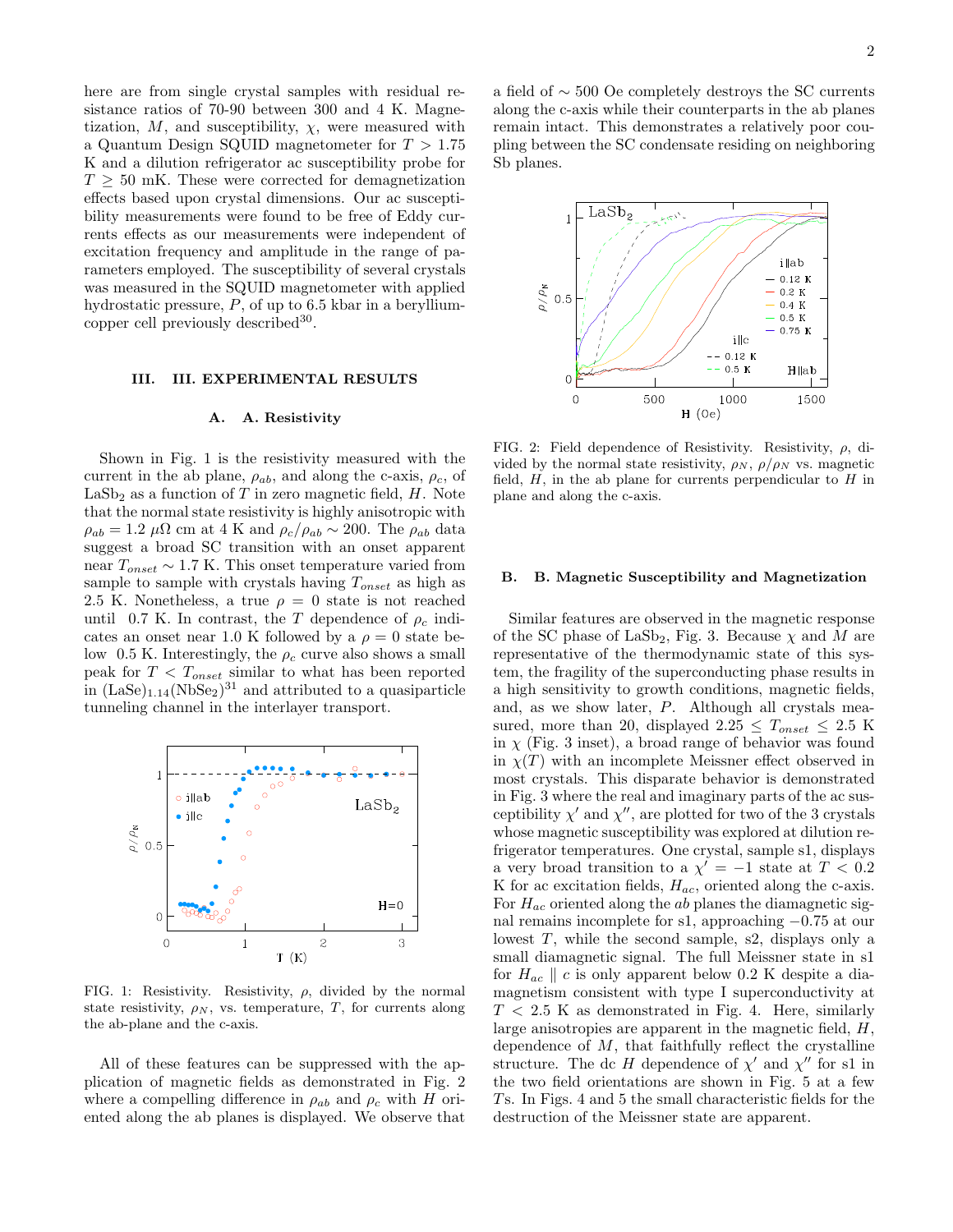here are from single crystal samples with residual resistance ratios of 70-90 between 300 and 4 K. Magnetization, $M$, and susceptibility, $\chi$, were measured with a Quantum Design SQUID magnetometer for $T > 1.75$ K and a dilution refrigerator ac susceptibility probe for $T \geq 50$ mK. These were corrected for demagnetization effects based upon crystal dimensions. Our ac susceptibility measurements were found to be free of Eddy currents effects as our measurements were independent of excitation frequency and amplitude in the range of parameters employed. The susceptibility of several crystals was measured in the SQUID magnetometer with applied hydrostatic pressure, $P$, of up to 6.5 kbar in a beryllium-copper cell previously described[30].

## III. III. EXPERIMENTAL RESULTS

### A. A. Resistivity

Shown in Fig. 1 is the resistivity measured with the current in the ab plane, $\rho_{ab}$, and along the c-axis, $\rho_c$, of $LaSb_2$ as a function of $T$ in zero magnetic field, $H$. Note that the normal state resistivity is highly anisotropic with $\rho_{ab} = 1.2$ $\mu\Omega$ cm at 4 K and $\rho_c/\rho_{ab} \sim 200$. The $\rho_{ab}$ data suggest a broad SC transition with an onset apparent near $T_{onset} \sim 1.7$ K. This onset temperature varied from sample to sample with crystals having $T_{onset}$ as high as 2.5 K. Nonetheless, a true $\rho = 0$ state is not reached until 0.7 K. In contrast, the $T$ dependence of $\rho_c$ indicates an onset near 1.0 K followed by a $\rho = 0$ state below 0.5 K. Interestingly, the $\rho_c$ curve also shows a small peak for $T < T_{onset}$ similar to what has been reported in $(LaSe)_{1.14}(NbSe_2)$[31] and attributed to a quasiparticle tunneling channel in the interlayer transport.

FIG. 1: Resistivity. Resistivity, $\rho$, divided by the normal state resistivity, $\rho_N$, vs. temperature, $T$, for currents along the ab-plane and the c-axis.

All of these features can be suppressed with the application of magnetic fields as demonstrated in Fig. 2 where a compelling difference in $\rho_{ab}$ and $\rho_c$ with $H$ oriented along the ab planes is displayed. We observe that a field of $\sim 500$ Oe completely destroys the SC currents along the c-axis while their counterparts in the ab planes remain intact. This demonstrates a relatively poor coupling between the SC condensate residing on neighboring Sb planes.

FIG. 2: Field dependence of Resistivity. Resistivity, $\rho$, divided by the normal state resistivity, $\rho_N$, $\rho/\rho_N$ vs. magnetic field, $H$, in the ab plane for currents perpendicular to $H$ in plane and along the c-axis.

### B. B. Magnetic Susceptibility and Magnetization

Similar features are observed in the magnetic response of the SC phase of $LaSb_2$, Fig. 3. Because $\chi$ and $M$ are representative of the thermodynamic state of this system, the fragility of the superconducting phase results in a high sensitivity to growth conditions, magnetic fields, and, as we show later, $P$. Although all crystals measured, more than 20, displayed $2.25 \leq T_{onset} \leq 2.5$ K in $\chi$ (Fig. 3 inset), a broad range of behavior was found in $\chi(T)$ with an incomplete Meissner effect observed in most crystals. This disparate behavior is demonstrated in Fig. 3 where the real and imaginary parts of the ac susceptibility $\chi'$ and $\chi''$, are plotted for two of the 3 crystals whose magnetic susceptibility was explored at dilution refrigerator temperatures. One crystal, sample s1, displays a very broad transition to a $\chi' = -1$ state at $T < 0.2$ K for ac excitation fields, $H_{ac}$, oriented along the c-axis. For $H_{ac}$ oriented along the $ab$ planes the diamagnetic signal remains incomplete for s1, approaching $-0.75$ at our lowest $T$, while the second sample, s2, displays only a small diamagnetic signal. The full Meissner state in s1 for $H_{ac} \parallel c$ is only apparent below 0.2 K despite a diamagnetism consistent with type I superconductivity at $T < 2.5$ K as demonstrated in Fig. 4. Here, similarly large anisotropies are apparent in the magnetic field, $H$, dependence of $M$, that faithfully reflect the crystalline structure. The dc $H$ dependence of $\chi'$ and $\chi''$ for s1 in the two field orientations are shown in Fig. 5 at a few $T$s. In Figs. 4 and 5 the small characteristic fields for the destruction of the Meissner state are apparent.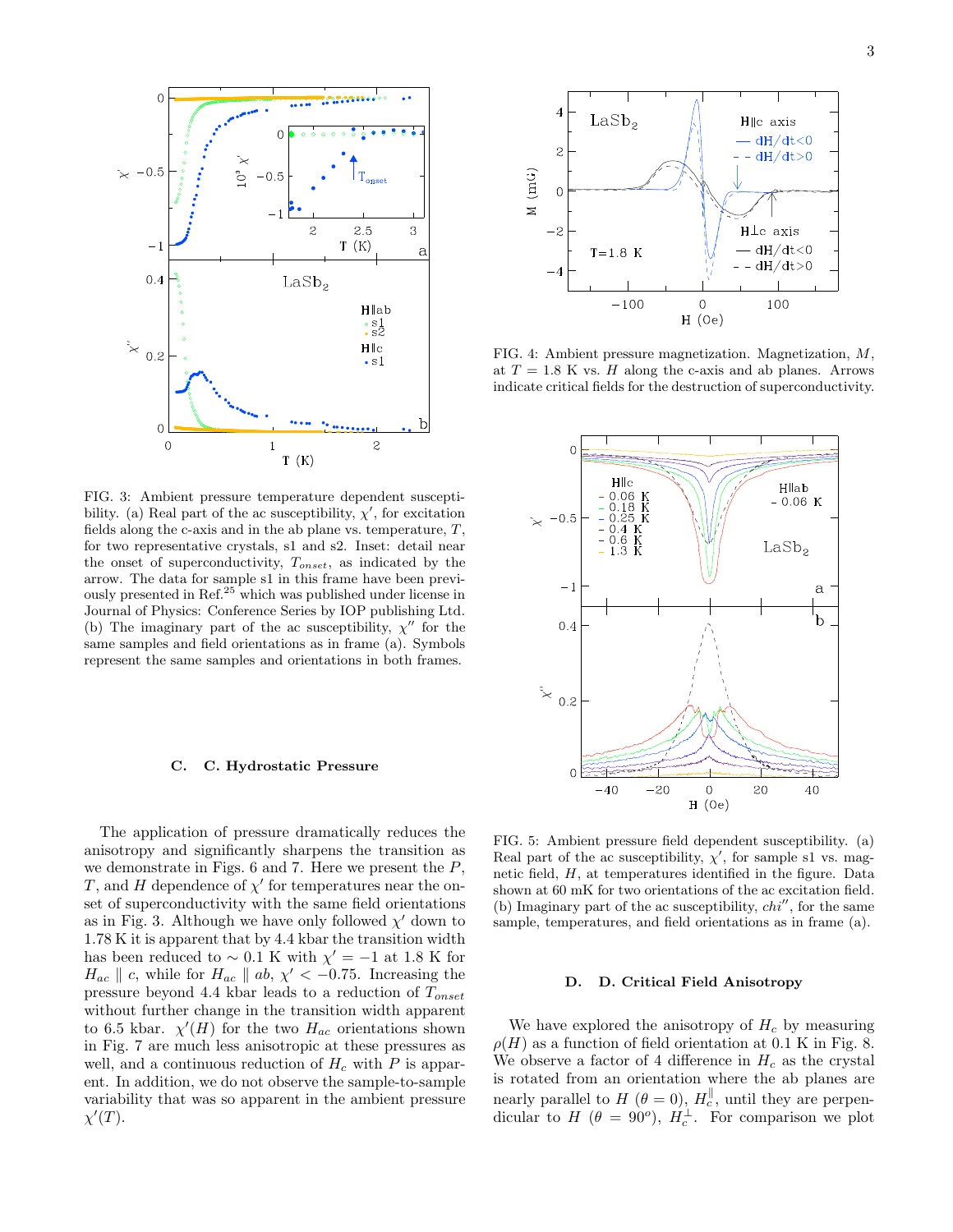FIG. 3: Ambient pressure temperature dependent susceptibility. (a) Real part of the ac susceptibility, $\chi'$, for excitation fields along the c-axis and in the ab plane vs. temperature, $T$, for two representative crystals, s1 and s2. Inset: detail near the onset of superconductivity, $T_{onset}$, as indicated by the arrow. The data for sample s1 in this frame have been previously presented in Ref.[25] which was published under license in Journal of Physics: Conference Series by IOP publishing Ltd. (b) The imaginary part of the ac susceptibility, $\chi''$ for the same samples and field orientations as in frame (a). Symbols represent the same samples and orientations in both frames.

FIG. 4: Ambient pressure magnetization. Magnetization, $M$, at $T = 1.8$ K vs. $H$ along the c-axis and ab planes. Arrows indicate critical fields for the destruction of superconductivity.

FIG. 5: Ambient pressure field dependent susceptibility. (a) Real part of the ac susceptibility, $\chi'$, for sample s1 vs. magnetic field, $H$, at temperatures identified in the figure. Data shown at 60 mK for two orientations of the ac excitation field. (b) Imaginary part of the ac susceptibility, $chi''$, for the same sample, temperatures, and field orientations as in frame (a).

### C. C. Hydrostatic Pressure

The application of pressure dramatically reduces the anisotropy and significantly sharpens the transition as we demonstrate in Figs. 6 and 7. Here we present the $P$, $T$, and $H$ dependence of $\chi'$ for temperatures near the onset of superconductivity with the same field orientations as in Fig. 3. Although we have only followed $\chi'$ down to 1.78 K it is apparent that by 4.4 kbar the transition width has been reduced to $\sim 0.1$ K with $\chi' = -1$ at 1.8 K for $H_{ac} \parallel c$, while for $H_{ac} \parallel ab$, $\chi' < -0.75$. Increasing the pressure beyond 4.4 kbar leads to a reduction of $T_{onset}$ without further change in the transition width apparent to 6.5 kbar. $\chi'(H)$ for the two $H_{ac}$ orientations shown in Fig. 7 are much less anisotropic at these pressures as well, and a continuous reduction of $H_c$ with $P$ is apparent. In addition, we do not observe the sample-to-sample variability that was so apparent in the ambient pressure $\chi'(T)$.

### D. D. Critical Field Anisotropy

We have explored the anisotropy of $H_c$ by measuring $\rho(H)$ as a function of field orientation at 0.1 K in Fig. 8. We observe a factor of 4 difference in $H_c$ as the crystal is rotated from an orientation where the ab planes are nearly parallel to $H$ ($\theta = 0$), $H_c^{\parallel}$, until they are perpendicular to $H$ ($\theta = 90^o$), $H_c^{\perp}$. For comparison we plot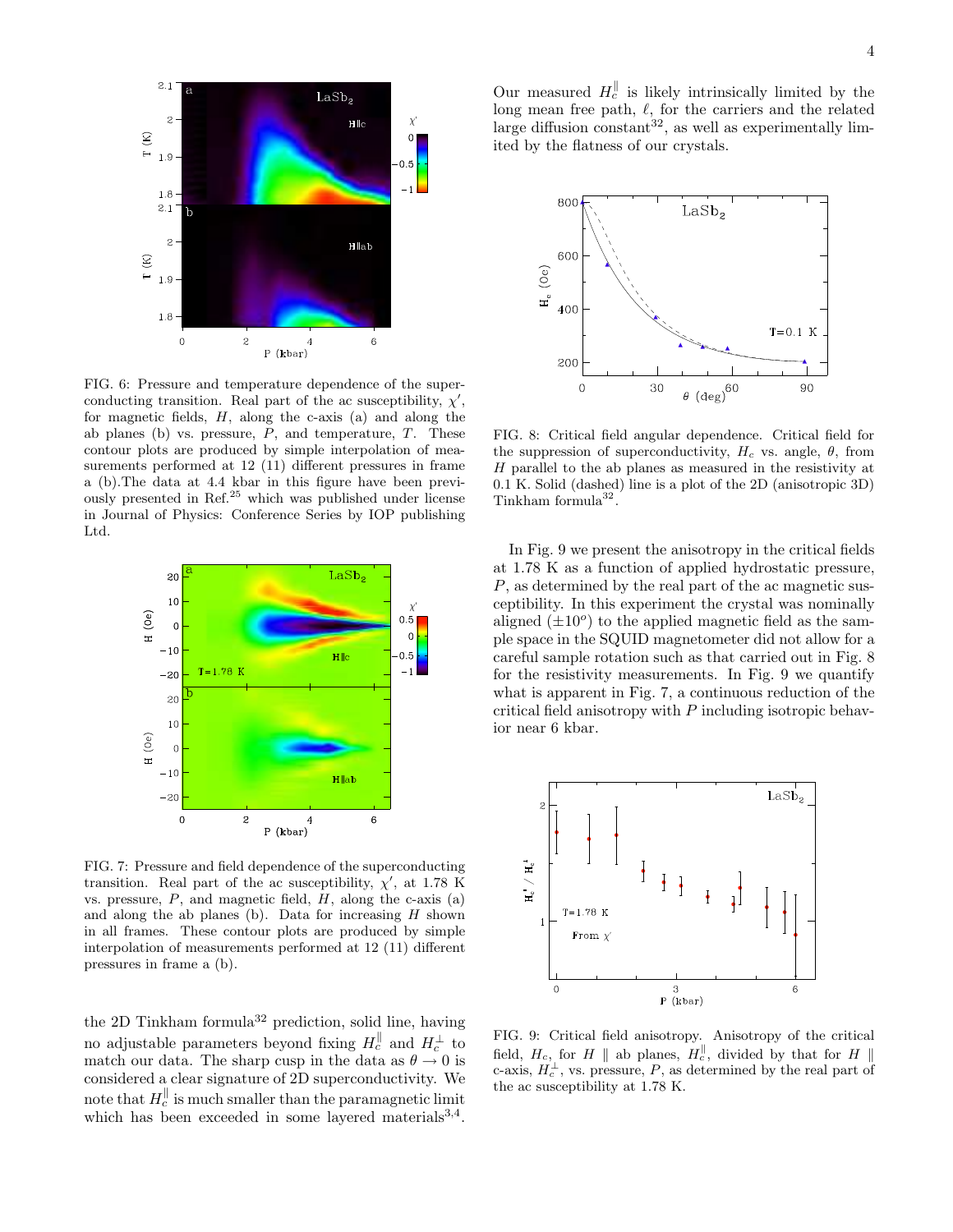FIG. 6: Pressure and temperature dependence of the superconducting transition. Real part of the ac susceptibility, $\chi'$, for magnetic fields, $H$, along the c-axis (a) and along the ab planes (b) vs. pressure, $P$, and temperature, $T$. These contour plots are produced by simple interpolation of measurements performed at 12 (11) different pressures in frame a (b).The data at 4.4 kbar in this figure have been previously presented in Ref.[25] which was published under license in Journal of Physics: Conference Series by IOP publishing Ltd.

FIG. 7: Pressure and field dependence of the superconducting transition. Real part of the ac susceptibility, $\chi'$, at 1.78 K vs. pressure, $P$, and magnetic field, $H$, along the c-axis (a) and along the ab planes (b). Data for increasing $H$ shown in all frames. These contour plots are produced by simple interpolation of measurements performed at 12 (11) different pressures in frame a (b).

the 2D Tinkham formula[32] prediction, solid line, having no adjustable parameters beyond fixing $H_c^{\parallel}$ and $H_c^{\perp}$ to match our data. The sharp cusp in the data as $\theta \to 0$ is considered a clear signature of 2D superconductivity. We note that $H_c^{\parallel}$ is much smaller than the paramagnetic limit which has been exceeded in some layered materials[3,4]. Our measured $H_c^{\parallel}$ is likely intrinsically limited by the long mean free path, $\ell$, for the carriers and the related large diffusion constant[32], as well as experimentally limited by the flatness of our crystals.

FIG. 8: Critical field angular dependence. Critical field for the suppression of superconductivity, $H_c$ vs. angle, $\theta$, from $H$ parallel to the ab planes as measured in the resistivity at 0.1 K. Solid (dashed) line is a plot of the 2D (anisotropic 3D) Tinkham formula[32].

In Fig. 9 we present the anisotropy in the critical fields at 1.78 K as a function of applied hydrostatic pressure, $P$, as determined by the real part of the ac magnetic susceptibility. In this experiment the crystal was nominally aligned ($\pm 10^o$) to the applied magnetic field as the sample space in the SQUID magnetometer did not allow for a careful sample rotation such as that carried out in Fig. 8 for the resistivity measurements. In Fig. 9 we quantify what is apparent in Fig. 7, a continuous reduction of the critical field anisotropy with $P$ including isotropic behavior near 6 kbar.

FIG. 9: Critical field anisotropy. Anisotropy of the critical field, $H_c$, for $H \parallel$ ab planes, $H_c^{\parallel}$, divided by that for $H \parallel$ c-axis, $H_c^{\perp}$, vs. pressure, $P$, as determined by the real part of the ac susceptibility at 1.78 K.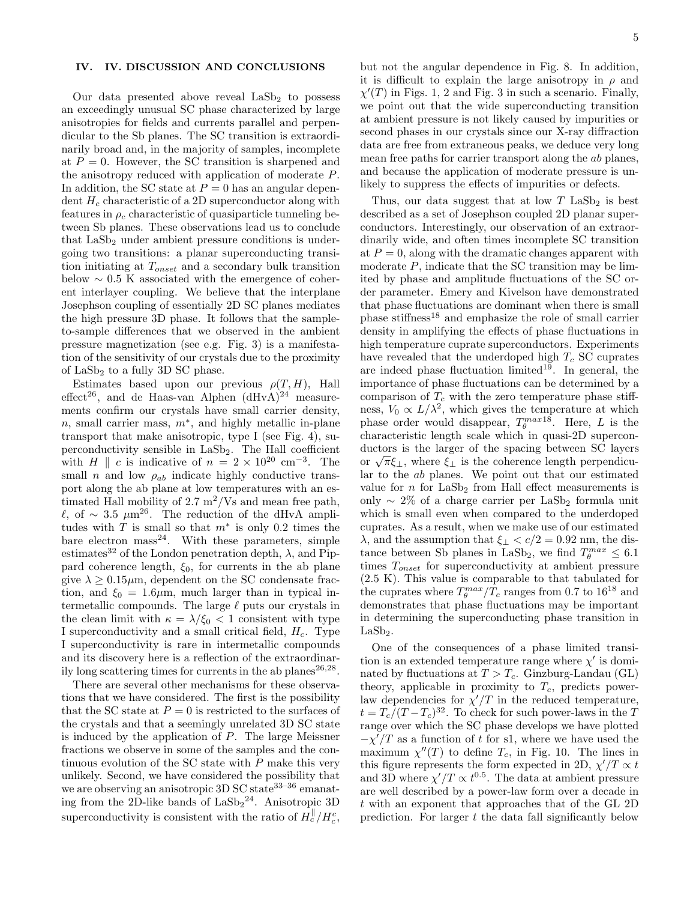## IV. IV. DISCUSSION AND CONCLUSIONS

Our data presented above reveal $LaSb_2$ to possess an exceedingly unusual SC phase characterized by large anisotropies for fields and currents parallel and perpendicular to the Sb planes. The SC transition is extraordinarily broad and, in the majority of samples, incomplete at $P = 0$. However, the SC transition is sharpened and the anisotropy reduced with application of moderate $P$. In addition, the SC state at $P = 0$ has an angular dependent $H_c$ characteristic of a 2D superconductor along with features in $\rho_c$ characteristic of quasiparticle tunneling between Sb planes. These observations lead us to conclude that $LaSb_2$ under ambient pressure conditions is undergoing two transitions: a planar superconducting transition initiating at $T_{onset}$ and a secondary bulk transition below $\sim 0.5$ K associated with the emergence of coherent interlayer coupling. We believe that the interplane Josephson coupling of essentially 2D SC planes mediates the high pressure 3D phase. It follows that the sample-to-sample differences that we observed in the ambient pressure magnetization (see e.g. Fig. 3) is a manifestation of the sensitivity of our crystals due to the proximity of $LaSb_2$ to a fully 3D SC phase.

Estimates based upon our previous $\rho(T, H)$, Hall effect[26], and de Haas-van Alphen (dHvA)[24] measurements confirm our crystals have small carrier density, $n$, small carrier mass, $m^*$, and highly metallic in-plane transport that make anisotropic, type I (see Fig. 4), superconductivity sensible in $LaSb_2$. The Hall coefficient with $H \parallel c$ is indicative of $n = 2 \times 10^{20}$ cm$^{-3}$. The small $n$ and low $\rho_{ab}$ indicate highly conductive transport along the ab plane at low temperatures with an estimated Hall mobility of 2.7 m$^2$/Vs and mean free path, $\ell$, of $\sim 3.5$ $\mu$m[26]. The reduction of the dHvA amplitudes with $T$ is small so that $m^*$ is only 0.2 times the bare electron mass[24]. With these parameters, simple estimates[32] of the London penetration depth, $\lambda$, and Pippard coherence length, $\xi_0$, for currents in the ab plane give $\lambda \geq 0.15\mu$m, dependent on the SC condensate fraction, and $\xi_0 = 1.6\mu$m, much larger than in typical intermetallic compounds. The large $\ell$ puts our crystals in the clean limit with $\kappa = \lambda/\xi_0 < 1$ consistent with type I superconductivity and a small critical field, $H_c$. Type I superconductivity is rare in intermetallic compounds and its discovery here is a reflection of the extraordinarily long scattering times for currents in the ab planes[26,28].

There are several other mechanisms for these observations that we have considered. The first is the possibility that the SC state at $P = 0$ is restricted to the surfaces of the crystals and that a seemingly unrelated 3D SC state is induced by the application of $P$. The large Meissner fractions we observe in some of the samples and the continuous evolution of the SC state with $P$ make this very unlikely. Second, we have considered the possibility that we are observing an anisotropic 3D SC state[33–36] emanating from the 2D-like bands of $LaSb_2$[24]. Anisotropic 3D superconductivity is consistent with the ratio of $H_c^{\parallel}/H_c^c$, but not the angular dependence in Fig. 8. In addition, it is difficult to explain the large anisotropy in $\rho$ and $\chi'(T)$ in Figs. 1, 2 and Fig. 3 in such a scenario. Finally, we point out that the wide superconducting transition at ambient pressure is not likely caused by impurities or second phases in our crystals since our X-ray diffraction data are free from extraneous peaks, we deduce very long mean free paths for carrier transport along the $ab$ planes, and because the application of moderate pressure is unlikely to suppress the effects of impurities or defects.

Thus, our data suggest that at low $T$ $LaSb_2$ is best described as a set of Josephson coupled 2D planar superconductors. Interestingly, our observation of an extraordinarily wide, and often times incomplete SC transition at $P = 0$, along with the dramatic changes apparent with moderate $P$, indicate that the SC transition may be limited by phase and amplitude fluctuations of the SC order parameter. Emery and Kivelson have demonstrated that phase fluctuations are dominant when there is small phase stiffness[18] and emphasize the role of small carrier density in amplifying the effects of phase fluctuations in high temperature cuprate superconductors. Experiments have revealed that the underdoped high $T_c$ SC cuprates are indeed phase fluctuation limited[19]. In general, the importance of phase fluctuations can be determined by a comparison of $T_c$ with the zero temperature phase stiffness, $V_0 \propto L/\lambda^2$, which gives the temperature at which phase order would disappear, $T_\theta^{max}$[18]. Here, $L$ is the characteristic length scale which in quasi-2D superconductors is the larger of the spacing between SC layers or $\sqrt{\pi}\xi_\perp$, where $\xi_\perp$ is the coherence length perpendicular to the $ab$ planes. We point out that our estimated value for $n$ for $LaSb_2$ from Hall effect measurements is only $\sim 2\%$ of a charge carrier per $LaSb_2$ formula unit which is small even when compared to the underdoped cuprates. As a result, when we make use of our estimated $\lambda$, and the assumption that $\xi_\perp < c/2 = 0.92$ nm, the distance between Sb planes in $LaSb_2$, we find $T_\theta^{max} \leq 6.1$ times $T_{onset}$ for superconductivity at ambient pressure (2.5 K). This value is comparable to that tabulated for the cuprates where $T_\theta^{max}/T_c$ ranges from 0.7 to 16[18] and demonstrates that phase fluctuations may be important in determining the superconducting phase transition in $LaSb_2$.

One of the consequences of a phase limited transition is an extended temperature range where $\chi'$ is dominated by fluctuations at $T > T_c$. Ginzburg-Landau (GL) theory, applicable in proximity to $T_c$, predicts power-law dependencies for $\chi'/T$ in the reduced temperature, $t = T_c/(T - T_c)$[32]. To check for such power-laws in the $T$ range over which the SC phase develops we have plotted $-\chi'/T$ as a function of $t$ for s1, where we have used the maximum $\chi''(T)$ to define $T_c$, in Fig. 10. The lines in this figure represents the form expected in 2D, $\chi'/T \propto t$ and 3D where $\chi'/T \propto t^{0.5}$. The data at ambient pressure are well described by a power-law form over a decade in $t$ with an exponent that approaches that of the GL 2D prediction. For larger $t$ the data fall significantly below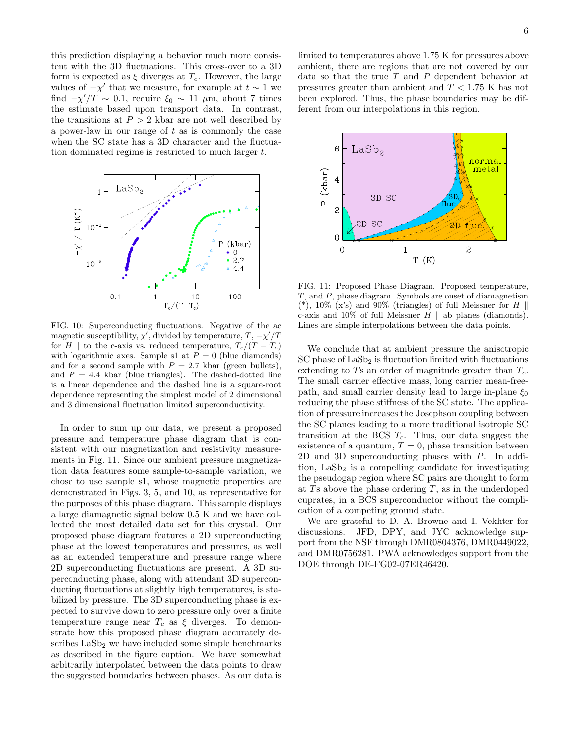this prediction displaying a behavior much more consistent with the 3D fluctuations. This cross-over to a 3D form is expected as $\xi$ diverges at $T_c$. However, the large values of $-\chi'$ that we measure, for example at $t \sim 1$ we find $-\chi'/T \sim 0.1$, require $\xi_0 \sim 11$ $\mu$m, about 7 times the estimate based upon transport data. In contrast, the transitions at $P > 2$ kbar are not well described by a power-law in our range of $t$ as is commonly the case when the SC state has a 3D character and the fluctuation dominated regime is restricted to much larger $t$.

FIG. 10: Superconducting fluctuations. Negative of the ac magnetic susceptibility, $\chi'$, divided by temperature, $T$, $-\chi'/T$ for $H \parallel$ to the c-axis vs. reduced temperature, $T_c/(T - T_c)$ with logarithmic axes. Sample s1 at $P = 0$ (blue diamonds) and for a second sample with $P = 2.7$ kbar (green bullets), and $P = 4.4$ kbar (blue triangles). The dashed-dotted line is a linear dependence and the dashed line is a square-root dependence representing the simplest model of 2 dimensional and 3 dimensional fluctuation limited superconductivity.

In order to sum up our data, we present a proposed pressure and temperature phase diagram that is consistent with our magnetization and resistivity measurements in Fig. 11. Since our ambient pressure magnetization data features some sample-to-sample variation, we chose to use sample s1, whose magnetic properties are demonstrated in Figs. 3, 5, and 10, as representative for the purposes of this phase diagram. This sample displays a large diamagnetic signal below 0.5 K and we have collected the most detailed data set for this crystal. Our proposed phase diagram features a 2D superconducting phase at the lowest temperatures and pressures, as well as an extended temperature and pressure range where 2D superconducting fluctuations are present. A 3D superconducting phase, along with attendant 3D superconducting fluctuations at slightly high temperatures, is stabilized by pressure. The 3D superconducting phase is expected to survive down to zero pressure only over a finite temperature range near $T_c$ as $\xi$ diverges. To demonstrate how this proposed phase diagram accurately describes $LaSb_2$ we have included some simple benchmarks as described in the figure caption. We have somewhat arbitrarily interpolated between the data points to draw the suggested boundaries between phases. As our data is limited to temperatures above 1.75 K for pressures above ambient, there are regions that are not covered by our data so that the true $T$ and $P$ dependent behavior at pressures greater than ambient and $T < 1.75$ K has not been explored. Thus, the phase boundaries may be different from our interpolations in this region.

FIG. 11: Proposed Phase Diagram. Proposed temperature, $T$, and $P$, phase diagram. Symbols are onset of diamagnetism (*), 10% (x's) and 90% (triangles) of full Meissner for $H \parallel$ c-axis and 10% of full Meissner $H \parallel$ ab planes (diamonds). Lines are simple interpolations between the data points.

We conclude that at ambient pressure the anisotropic SC phase of $LaSb_2$ is fluctuation limited with fluctuations extending to $T$s an order of magnitude greater than $T_c$. The small carrier effective mass, long carrier mean-free-path, and small carrier density lead to large in-plane $\xi_0$ reducing the phase stiffness of the SC state. The application of pressure increases the Josephson coupling between the SC planes leading to a more traditional isotropic SC transition at the BCS $T_c$. Thus, our data suggest the existence of a quantum, $T = 0$, phase transition between 2D and 3D superconducting phases with $P$. In addition, $LaSb_2$ is a compelling candidate for investigating the pseudogap region where SC pairs are thought to form at $T$s above the phase ordering $T$, as in the underdoped cuprates, in a BCS superconductor without the complication of a competing ground state.

We are grateful to D. A. Browne and I. Vekhter for discussions. JFD, DPY, and JYC acknowledge support from the NSF through DMR0804376, DMR0449022, and DMR0756281. PWA acknowledges support from the DOE through DE-FG02-07ER46420.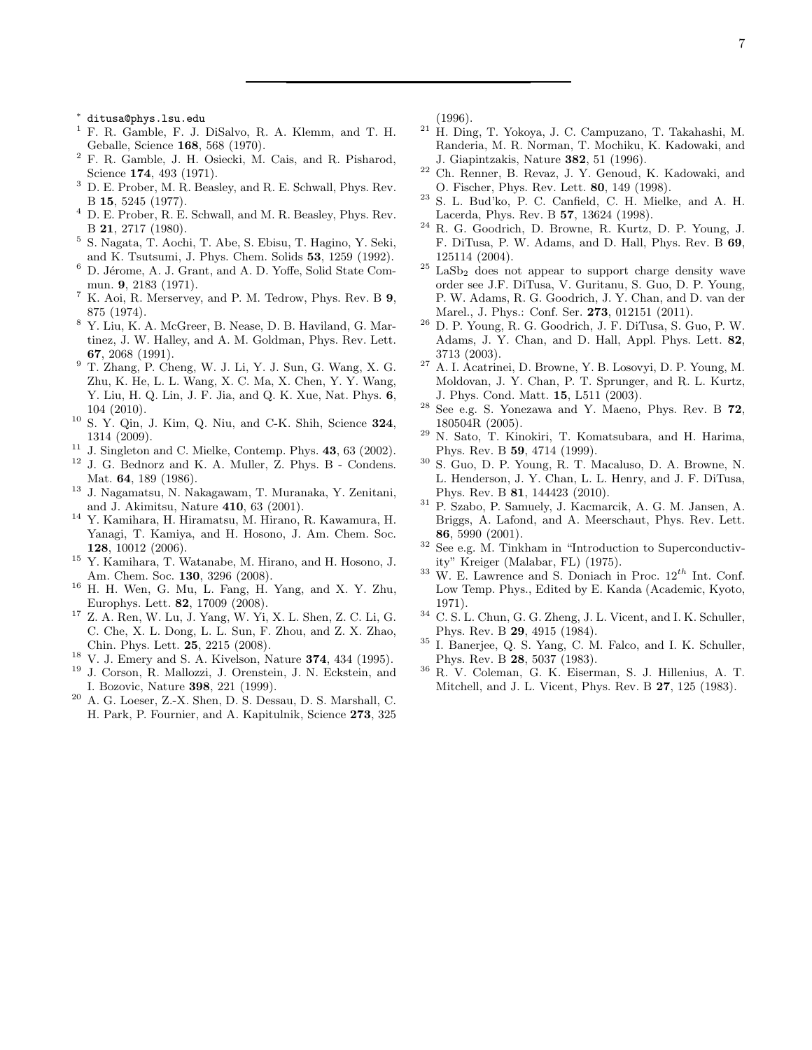[*] ditusa@phys.lsu.edu

[1] F. R. Gamble, F. J. DiSalvo, R. A. Klemm, and T. H. Geballe, Science **168**, 568 (1970).

[2] F. R. Gamble, J. H. Osiecki, M. Cais, and R. Pisharod, Science **174**, 493 (1971).

[3] D. E. Prober, M. R. Beasley, and R. E. Schwall, Phys. Rev. B **15**, 5245 (1977).

[4] D. E. Prober, R. E. Schwall, and M. R. Beasley, Phys. Rev. B **21**, 2717 (1980).

[5] S. Nagata, T. Aochi, T. Abe, S. Ebisu, T. Hagino, Y. Seki, and K. Tsutsumi, J. Phys. Chem. Solids **53**, 1259 (1992).

[6] D. Jérome, A. J. Grant, and A. D. Yoffe, Solid State Commun. **9**, 2183 (1971).

[7] K. Aoi, R. Merservey, and P. M. Tedrow, Phys. Rev. B **9**, 875 (1974).

[8] Y. Liu, K. A. McGreer, B. Nease, D. B. Haviland, G. Martinez, J. W. Halley, and A. M. Goldman, Phys. Rev. Lett. **67**, 2068 (1991).

[9] T. Zhang, P. Cheng, W. J. Li, Y. J. Sun, G. Wang, X. G. Zhu, K. He, L. L. Wang, X. C. Ma, X. Chen, Y. Y. Wang, Y. Liu, H. Q. Lin, J. F. Jia, and Q. K. Xue, Nat. Phys. **6**, 104 (2010).

[10] S. Y. Qin, J. Kim, Q. Niu, and C-K. Shih, Science **324**, 1314 (2009).

[11] J. Singleton and C. Mielke, Contemp. Phys. **43**, 63 (2002).

[12] J. G. Bednorz and K. A. Muller, Z. Phys. B - Condens. Mat. **64**, 189 (1986).

[13] J. Nagamatsu, N. Nakagawam, T. Muranaka, Y. Zenitani, and J. Akimitsu, Nature **410**, 63 (2001).

[14] Y. Kamihara, H. Hiramatsu, M. Hirano, R. Kawamura, H. Yanagi, T. Kamiya, and H. Hosono, J. Am. Chem. Soc. **128**, 10012 (2006).

[15] Y. Kamihara, T. Watanabe, M. Hirano, and H. Hosono, J. Am. Chem. Soc. **130**, 3296 (2008).

[16] H. H. Wen, G. Mu, L. Fang, H. Yang, and X. Y. Zhu, Europhys. Lett. **82**, 17009 (2008).

[17] Z. A. Ren, W. Lu, J. Yang, W. Yi, X. L. Shen, Z. C. Li, G. C. Che, X. L. Dong, L. L. Sun, F. Zhou, and Z. X. Zhao, Chin. Phys. Lett. **25**, 2215 (2008).

[18] V. J. Emery and S. A. Kivelson, Nature **374**, 434 (1995).

[19] J. Corson, R. Mallozzi, J. Orenstein, J. N. Eckstein, and I. Bozovic, Nature **398**, 221 (1999).

[20] A. G. Loeser, Z.-X. Shen, D. S. Dessau, D. S. Marshall, C. H. Park, P. Fournier, and A. Kapitulnik, Science **273**, 325 (1996).

[21] H. Ding, T. Yokoya, J. C. Campuzano, T. Takahashi, M. Randeria, M. R. Norman, T. Mochiku, K. Kadowaki, and J. Giapintzakis, Nature **382**, 51 (1996).

[22] Ch. Renner, B. Revaz, J. Y. Genoud, K. Kadowaki, and O. Fischer, Phys. Rev. Lett. **80**, 149 (1998).

[23] S. L. Bud'ko, P. C. Canfield, C. H. Mielke, and A. H. Lacerda, Phys. Rev. B **57**, 13624 (1998).

[24] R. G. Goodrich, D. Browne, R. Kurtz, D. P. Young, J. F. DiTusa, P. W. Adams, and D. Hall, Phys. Rev. B **69**, 125114 (2004).

[25] $LaSb_2$ does not appear to support charge density wave order see J.F. DiTusa, V. Guritanu, S. Guo, D. P. Young, P. W. Adams, R. G. Goodrich, J. Y. Chan, and D. van der Marel., J. Phys.: Conf. Ser. **273**, 012151 (2011).

[26] D. P. Young, R. G. Goodrich, J. F. DiTusa, S. Guo, P. W. Adams, J. Y. Chan, and D. Hall, Appl. Phys. Lett. **82**, 3713 (2003).

[27] A. I. Acatrinei, D. Browne, Y. B. Losovyi, D. P. Young, M. Moldovan, J. Y. Chan, P. T. Sprunger, and R. L. Kurtz, J. Phys. Cond. Matt. **15**, L511 (2003).

[28] See e.g. S. Yonezawa and Y. Maeno, Phys. Rev. B **72**, 180504R (2005).

[29] N. Sato, T. Kinokiri, T. Komatsubara, and H. Harima, Phys. Rev. B **59**, 4714 (1999).

[30] S. Guo, D. P. Young, R. T. Macaluso, D. A. Browne, N. L. Henderson, J. Y. Chan, L. L. Henry, and J. F. DiTusa, Phys. Rev. B **81**, 144423 (2010).

[31] P. Szabo, P. Samuely, J. Kacmarcik, A. G. M. Jansen, A. Briggs, A. Lafond, and A. Meerschaut, Phys. Rev. Lett. **86**, 5990 (2001).

[32] See e.g. M. Tinkham in "Introduction to Superconductivity" Kreiger (Malabar, FL) (1975).

[33] W. E. Lawrence and S. Doniach in Proc. $12^{th}$ Int. Conf. Low Temp. Phys., Edited by E. Kanda (Academic, Kyoto, 1971).

[34] C. S. L. Chun, G. G. Zheng, J. L. Vicent, and I. K. Schuller, Phys. Rev. B **29**, 4915 (1984).

[35] I. Banerjee, Q. S. Yang, C. M. Falco, and I. K. Schuller, Phys. Rev. B **28**, 5037 (1983).

[36] R. V. Coleman, G. K. Eiserman, S. J. Hillenius, A. T. Mitchell, and J. L. Vicent, Phys. Rev. B **27**, 125 (1983).